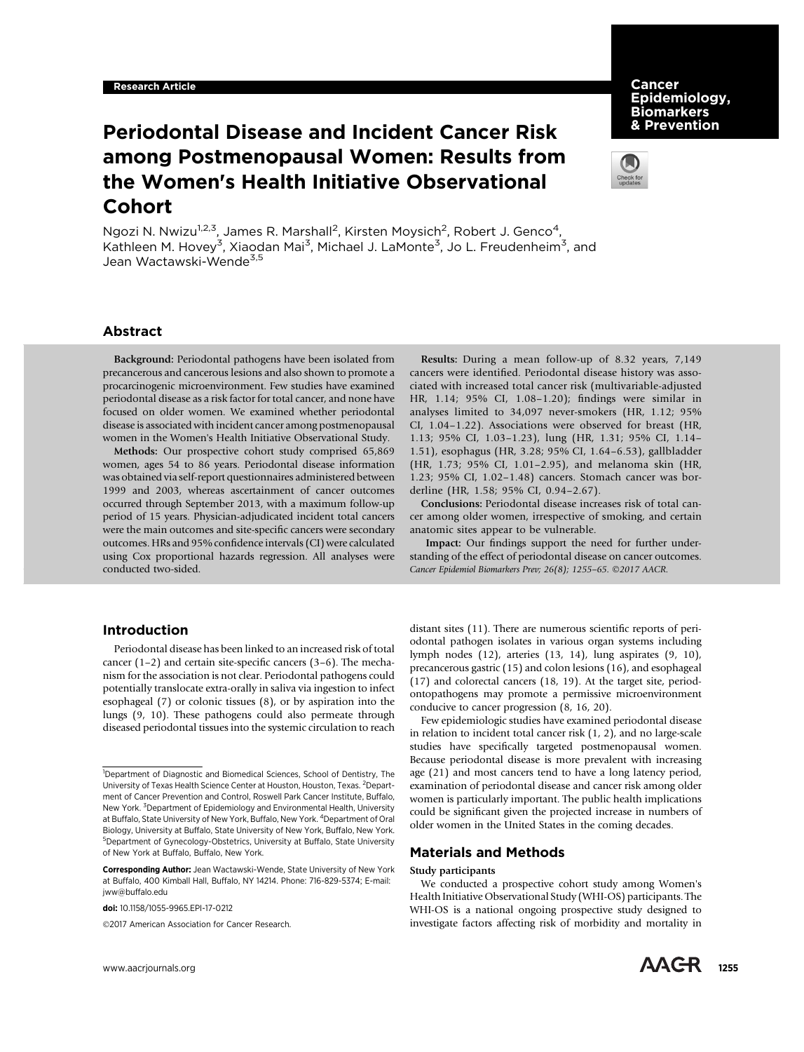Research Article

# Periodontal Disease and Incident Cancer Risk among Postmenopausal Women: Results from the Women's Health Initiative Observational Cohort

Ngozi N. Nwizu[1,2,3], James R. Marshall[2], Kirsten Moysich[2], Robert J. Genco[4], Kathleen M. Hovey[3], Xiaodan Mai[3], Michael J. LaMonte[3], Jo L. Freudenheim[3], and Jean Wactawski-Wende[3,5]

## Abstract

**Background:** Periodontal pathogens have been isolated from precancerous and cancerous lesions and also shown to promote a procarcinogenic microenvironment. Few studies have examined periodontal disease as a risk factor for total cancer, and none have focused on older women. We examined whether periodontal disease is associated with incident cancer among postmenopausal women in the Women's Health Initiative Observational Study.

**Methods:** Our prospective cohort study comprised 65,869 women, ages 54 to 86 years. Periodontal disease information was obtained via self-report questionnaires administered between 1999 and 2003, whereas ascertainment of cancer outcomes occurred through September 2013, with a maximum follow-up period of 15 years. Physician-adjudicated incident total cancers were the main outcomes and site-specific cancers were secondary outcomes. HRs and 95% confidence intervals (CI) were calculated using Cox proportional hazards regression. All analyses were conducted two-sided.

**Results:** During a mean follow-up of 8.32 years, 7,149 cancers were identified. Periodontal disease history was associated with increased total cancer risk (multivariable-adjusted HR, 1.14; 95% CI, 1.08–1.20); findings were similar in analyses limited to 34,097 never-smokers (HR, 1.12; 95% CI, 1.04–1.22). Associations were observed for breast (HR, 1.13; 95% CI, 1.03–1.23), lung (HR, 1.31; 95% CI, 1.14–1.51), esophagus (HR, 3.28; 95% CI, 1.64–6.53), gallbladder (HR, 1.73; 95% CI, 1.01–2.95), and melanoma skin (HR, 1.23; 95% CI, 1.02–1.48) cancers. Stomach cancer was borderline (HR, 1.58; 95% CI, 0.94–2.67).

**Conclusions:** Periodontal disease increases risk of total cancer among older women, irrespective of smoking, and certain anatomic sites appear to be vulnerable.

**Impact:** Our findings support the need for further understanding of the effect of periodontal disease on cancer outcomes. *Cancer Epidemiol Biomarkers Prev; 26(8); 1255–65. ©2017 AACR.*

## Introduction

Periodontal disease has been linked to an increased risk of total cancer (1–2) and certain site-specific cancers (3–6). The mechanism for the association is not clear. Periodontal pathogens could potentially translocate extra-orally in saliva via ingestion to infect esophageal (7) or colonic tissues (8), or by aspiration into the lungs (9, 10). These pathogens could also permeate through diseased periodontal tissues into the systemic circulation to reach distant sites (11). There are numerous scientific reports of periodontal pathogen isolates in various organ systems including lymph nodes (12), arteries (13, 14), lung aspirates (9, 10), precancerous gastric (15) and colon lesions (16), and esophageal (17) and colorectal cancers (18, 19). At the target site, periodontopathogens may promote a permissive microenvironment conducive to cancer progression (8, 16, 20).

Few epidemiologic studies have examined periodontal disease in relation to incident total cancer risk (1, 2), and no large-scale studies have specifically targeted postmenopausal women. Because periodontal disease is more prevalent with increasing age (21) and most cancers tend to have a long latency period, examination of periodontal disease and cancer risk among older women is particularly important. The public health implications could be significant given the projected increase in numbers of older women in the United States in the coming decades.

## Materials and Methods

### Study participants

We conducted a prospective cohort study among Women's Health Initiative Observational Study (WHI-OS) participants. The WHI-OS is a national ongoing prospective study designed to investigate factors affecting risk of morbidity and mortality in

---

[1]Department of Diagnostic and Biomedical Sciences, School of Dentistry, The University of Texas Health Science Center at Houston, Houston, Texas. [2]Department of Cancer Prevention and Control, Roswell Park Cancer Institute, Buffalo, New York. [3]Department of Epidemiology and Environmental Health, University at Buffalo, State University of New York, Buffalo, New York. [4]Department of Oral Biology, University at Buffalo, State University of New York, Buffalo, New York. [5]Department of Gynecology-Obstetrics, University at Buffalo, State University of New York at Buffalo, Buffalo, New York.

**Corresponding Author:** Jean Wactawski-Wende, State University of New York at Buffalo, 400 Kimball Hall, Buffalo, NY 14214. Phone: 716-829-5374; E-mail: jww@buffalo.edu

**doi:** 10.1158/1055-9965.EPI-17-0212

©2017 American Association for Cancer Research.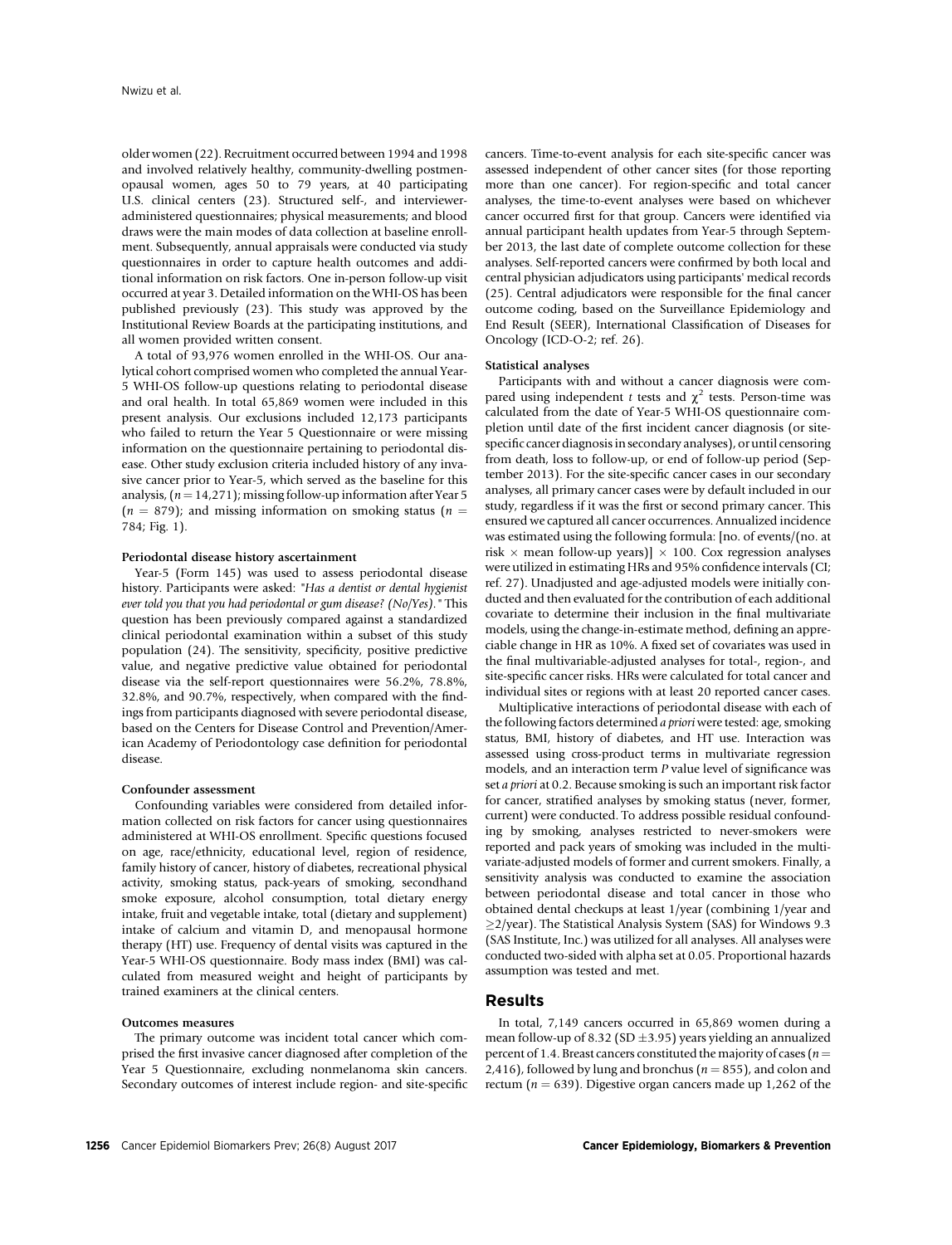older women (22). Recruitment occurred between 1994 and 1998 and involved relatively healthy, community-dwelling postmenopausal women, ages 50 to 79 years, at 40 participating U.S. clinical centers (23). Structured self-, and interviewer-administered questionnaires; physical measurements; and blood draws were the main modes of data collection at baseline enrollment. Subsequently, annual appraisals were conducted via study questionnaires in order to capture health outcomes and additional information on risk factors. One in-person follow-up visit occurred at year 3. Detailed information on the WHI-OS has been published previously (23). This study was approved by the Institutional Review Boards at the participating institutions, and all women provided written consent.

A total of 93,976 women enrolled in the WHI-OS. Our analytical cohort comprised women who completed the annual Year-5 WHI-OS follow-up questions relating to periodontal disease and oral health. In total 65,869 women were included in this present analysis. Our exclusions included 12,173 participants who failed to return the Year 5 Questionnaire or were missing information on the questionnaire pertaining to periodontal disease. Other study exclusion criteria included history of any invasive cancer prior to Year-5, which served as the baseline for this analysis, ($n = 14{,}271$); missing follow-up information after Year 5 ($n = 879$); and missing information on smoking status ($n = 784$; Fig. 1).

#### Periodontal disease history ascertainment

Year-5 (Form 145) was used to assess periodontal disease history. Participants were asked: "*Has a dentist or dental hygienist ever told you that you had periodontal or gum disease? (No/Yes).*" This question has been previously compared against a standardized clinical periodontal examination within a subset of this study population (24). The sensitivity, specificity, positive predictive value, and negative predictive value obtained for periodontal disease via the self-report questionnaires were 56.2%, 78.8%, 32.8%, and 90.7%, respectively, when compared with the findings from participants diagnosed with severe periodontal disease, based on the Centers for Disease Control and Prevention/American Academy of Periodontology case definition for periodontal disease.

#### Confounder assessment

Confounding variables were considered from detailed information collected on risk factors for cancer using questionnaires administered at WHI-OS enrollment. Specific questions focused on age, race/ethnicity, educational level, region of residence, family history of cancer, history of diabetes, recreational physical activity, smoking status, pack-years of smoking, secondhand smoke exposure, alcohol consumption, total dietary energy intake, fruit and vegetable intake, total (dietary and supplement) intake of calcium and vitamin D, and menopausal hormone therapy (HT) use. Frequency of dental visits was captured in the Year-5 WHI-OS questionnaire. Body mass index (BMI) was calculated from measured weight and height of participants by trained examiners at the clinical centers.

#### Outcomes measures

The primary outcome was incident total cancer which comprised the first invasive cancer diagnosed after completion of the Year 5 Questionnaire, excluding nonmelanoma skin cancers. Secondary outcomes of interest include region- and site-specific cancers. Time-to-event analysis for each site-specific cancer was assessed independent of other cancer sites (for those reporting more than one cancer). For region-specific and total cancer analyses, the time-to-event analyses were based on whichever cancer occurred first for that group. Cancers were identified via annual participant health updates from Year-5 through September 2013, the last date of complete outcome collection for these analyses. Self-reported cancers were confirmed by both local and central physician adjudicators using participants' medical records (25). Central adjudicators were responsible for the final cancer outcome coding, based on the Surveillance Epidemiology and End Result (SEER), International Classification of Diseases for Oncology (ICD-O-2; ref. 26).

#### Statistical analyses

Participants with and without a cancer diagnosis were compared using independent *t* tests and $\chi^2$ tests. Person-time was calculated from the date of Year-5 WHI-OS questionnaire completion until date of the first incident cancer diagnosis (or site-specific cancer diagnosis in secondary analyses), or until censoring from death, loss to follow-up, or end of follow-up period (September 2013). For the site-specific cancer cases in our secondary analyses, all primary cancer cases were by default included in our study, regardless if it was the first or second primary cancer. This ensured we captured all cancer occurrences. Annualized incidence was estimated using the following formula: [no. of events/(no. at risk $\times$ mean follow-up years)] $\times$ 100. Cox regression analyses were utilized in estimating HRs and 95% confidence intervals (CI; ref. 27). Unadjusted and age-adjusted models were initially conducted and then evaluated for the contribution of each additional covariate to determine their inclusion in the final multivariate models, using the change-in-estimate method, defining an appreciable change in HR as 10%. A fixed set of covariates was used in the final multivariable-adjusted analyses for total-, region-, and site-specific cancer risks. HRs were calculated for total cancer and individual sites or regions with at least 20 reported cancer cases.

Multiplicative interactions of periodontal disease with each of the following factors determined *a priori* were tested: age, smoking status, BMI, history of diabetes, and HT use. Interaction was assessed using cross-product terms in multivariate regression models, and an interaction term *P* value level of significance was set *a priori* at 0.2. Because smoking is such an important risk factor for cancer, stratified analyses by smoking status (never, former, current) were conducted. To address possible residual confounding by smoking, analyses restricted to never-smokers were reported and pack years of smoking was included in the multivariate-adjusted models of former and current smokers. Finally, a sensitivity analysis was conducted to examine the association between periodontal disease and total cancer in those who obtained dental checkups at least 1/year (combining 1/year and $\geq$2/year). The Statistical Analysis System (SAS) for Windows 9.3 (SAS Institute, Inc.) was utilized for all analyses. All analyses were conducted two-sided with alpha set at 0.05. Proportional hazards assumption was tested and met.

## Results

In total, 7,149 cancers occurred in 65,869 women during a mean follow-up of 8.32 (SD $\pm$3.95) years yielding an annualized percent of 1.4. Breast cancers constituted the majority of cases ($n = 2{,}416$), followed by lung and bronchus ($n = 855$), and colon and rectum ($n = 639$). Digestive organ cancers made up 1,262 of the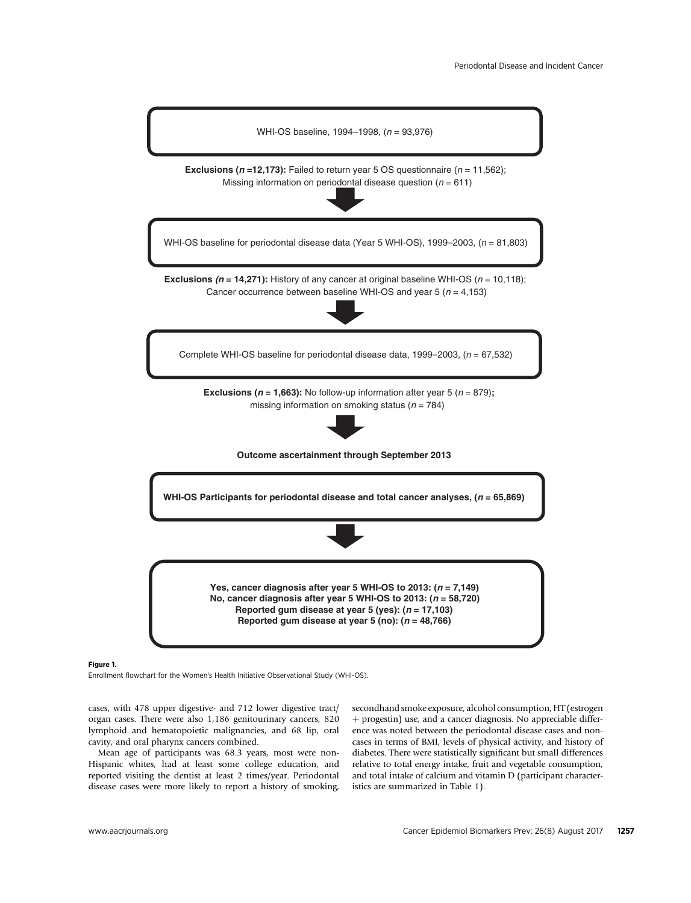WHI-OS baseline, 1994–1998, ($n$ = 93,976)

**Exclusions ($n$ =12,173):** Failed to return year 5 OS questionnaire ($n$ = 11,562); Missing information on periodontal disease question ($n$ = 611)

WHI-OS baseline for periodontal disease data (Year 5 WHI-OS), 1999–2003, ($n$ = 81,803)

**Exclusions ($n$ = 14,271):** History of any cancer at original baseline WHI-OS ($n$ = 10,118); Cancer occurrence between baseline WHI-OS and year 5 ($n$ = 4,153)

Complete WHI-OS baseline for periodontal disease data, 1999–2003, ($n$ = 67,532)

**Exclusions ($n$ = 1,663):** No follow-up information after year 5 ($n$ = 879); missing information on smoking status ($n$ = 784)

**Outcome ascertainment through September 2013**

**WHI-OS Participants for periodontal disease and total cancer analyses, ($n$ = 65,869)**

**Yes, cancer diagnosis after year 5 WHI-OS to 2013: ($n$ = 7,149)**
**No, cancer diagnosis after year 5 WHI-OS to 2013: ($n$ = 58,720)**
**Reported gum disease at year 5 (yes): ($n$ = 17,103)**
**Reported gum disease at year 5 (no): ($n$ = 48,766)**

**Figure 1.**
Enrollment flowchart for the Women's Health Initiative Observational Study (WHI-OS).

cases, with 478 upper digestive- and 712 lower digestive tract/organ cases. There were also 1,186 genitourinary cancers, 820 lymphoid and hematopoietic malignancies, and 68 lip, oral cavity, and oral pharynx cancers combined.

Mean age of participants was 68.3 years, most were non-Hispanic whites, had at least some college education, and reported visiting the dentist at least 2 times/year. Periodontal disease cases were more likely to report a history of smoking, secondhand smoke exposure, alcohol consumption, HT (estrogen + progestin) use, and a cancer diagnosis. No appreciable difference was noted between the periodontal disease cases and noncases in terms of BMI, levels of physical activity, and history of diabetes. There were statistically significant but small differences relative to total energy intake, fruit and vegetable consumption, and total intake of calcium and vitamin D (participant characteristics are summarized in Table 1).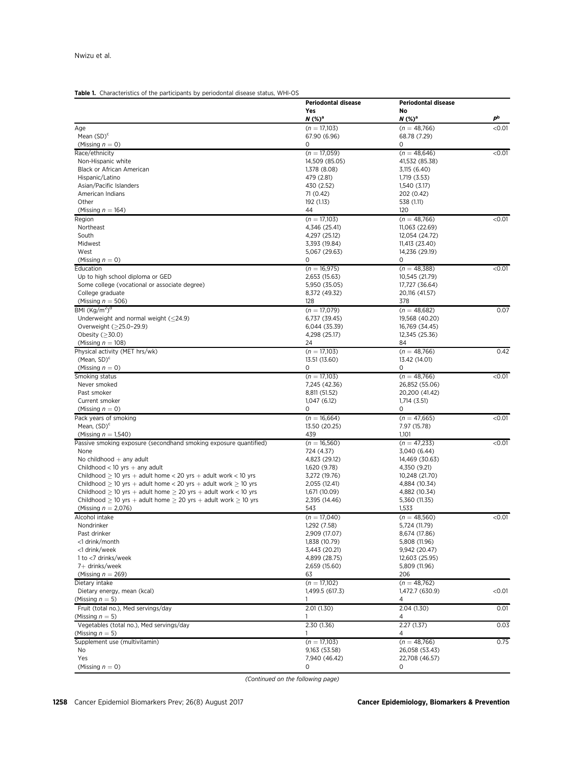**Table 1.** Characteristics of the participants by periodontal disease status, WHI-OS

| | Periodontal disease Yes $N$ (%)[a] | Periodontal disease No $N$ (%)[a] | $P$[b] |
|---|---|---|---|
| Age | ($n$ = 17,103) | ($n$ = 48,766) | <0.01 |
| Mean (SD)[c] | 67.90 (6.96) | 68.78 (7.29) | |
| (Missing $n$ = 0) | 0 | 0 | |
| Race/ethnicity | ($n$ = 17,059) | ($n$ = 48,646) | <0.01 |
| Non-Hispanic white | 14,509 (85.05) | 41,532 (85.38) | |
| Black or African American | 1,378 (8.08) | 3,115 (6.40) | |
| Hispanic/Latino | 479 (2.81) | 1,719 (3.53) | |
| Asian/Pacific Islanders | 430 (2.52) | 1,540 (3.17) | |
| American Indians | 71 (0.42) | 202 (0.42) | |
| Other | 192 (1.13) | 538 (1.11) | |
| (Missing $n$ = 164) | 44 | 120 | |
| Region | ($n$ = 17,103) | ($n$ = 48,766) | <0.01 |
| Northeast | 4,346 (25.41) | 11,063 (22.69) | |
| South | 4,297 (25.12) | 12,054 (24.72) | |
| Midwest | 3,393 (19.84) | 11,413 (23.40) | |
| West | 5,067 (29.63) | 14,236 (29.19) | |
| (Missing $n$ = 0) | 0 | 0 | |
| Education | ($n$ = 16,975) | ($n$ = 48,388) | <0.01 |
| Up to high school diploma or GED | 2,653 (15.63) | 10,545 (21.79) | |
| Some college (vocational or associate degree) | 5,950 (35.05) | 17,727 (36.64) | |
| College graduate | 8,372 (49.32) | 20,116 (41.57) | |
| (Missing $n$ = 506) | 128 | 378 | |
| BMI (Kg/m$^2$)[d] | ($n$ = 17,079) | ($n$ = 48,682) | 0.07 |
| Underweight and normal weight (≤24.9) | 6,737 (39.45) | 19,568 (40.20) | |
| Overweight (≥25.0–29.9) | 6,044 (35.39) | 16,769 (34.45) | |
| Obesity (≥30.0) | 4,298 (25.17) | 12,345 (25.36) | |
| (Missing $n$ = 108) | 24 | 84 | |
| Physical activity (MET hrs/wk) | ($n$ = 17,103) | ($n$ = 48,766) | 0.42 |
| (Mean, SD)[c] | 13.51 (13.60) | 13.42 (14.01) | |
| (Missing $n$ = 0) | 0 | 0 | |
| Smoking status | ($n$ = 17,103) | ($n$ = 48,766) | <0.01 |
| Never smoked | 7,245 (42.36) | 26,852 (55.06) | |
| Past smoker | 8,811 (51.52) | 20,200 (41.42) | |
| Current smoker | 1,047 (6.12) | 1,714 (3.51) | |
| (Missing $n$ = 0) | 0 | 0 | |
| Pack years of smoking | ($n$ = 16,664) | ($n$ = 47,665) | <0.01 |
| Mean, (SD)[c] | 13.50 (20.25) | 7.97 (15.78) | |
| (Missing $n$ = 1,540) | 439 | 1,101 | |
| Passive smoking exposure (secondhand smoking exposure quantified) | ($n$ = 16,560) | ($n$ = 47,233) | <0.01 |
| None | 724 (4.37) | 3,040 (6.44) | |
| No childhood + any adult | 4,823 (29.12) | 14,469 (30.63) | |
| Childhood < 10 yrs + any adult | 1,620 (9.78) | 4,350 (9.21) | |
| Childhood ≥ 10 yrs + adult home < 20 yrs + adult work < 10 yrs | 3,272 (19.76) | 10,248 (21.70) | |
| Childhood ≥ 10 yrs + adult home < 20 yrs + adult work ≥ 10 yrs | 2,055 (12.41) | 4,884 (10.34) | |
| Childhood ≥ 10 yrs + adult home ≥ 20 yrs + adult work < 10 yrs | 1,671 (10.09) | 4,882 (10.34) | |
| Childhood ≥ 10 yrs + adult home ≥ 20 yrs + adult work ≥ 10 yrs | 2,395 (14.46) | 5,360 (11.35) | |
| (Missing $n$ = 2,076) | 543 | 1,533 | |
| Alcohol intake | ($n$ = 17,040) | ($n$ = 48,560) | <0.01 |
| Nondrinker | 1,292 (7.58) | 5,724 (11.79) | |
| Past drinker | 2,909 (17.07) | 8,674 (17.86) | |
| <1 drink/month | 1,838 (10.79) | 5,808 (11.96) | |
| <1 drink/week | 3,443 (20.21) | 9,942 (20.47) | |
| 1 to <7 drinks/week | 4,899 (28.75) | 12,603 (25.95) | |
| 7+ drinks/week | 2,659 (15.60) | 5,809 (11.96) | |
| (Missing $n$ = 269) | 63 | 206 | |
| Dietary intake | ($n$ = 17,102) | ($n$ = 48,762) | |
| Dietary energy, mean (kcal) | 1,499.5 (617.3) | 1,472.7 (630.9) | <0.01 |
| (Missing $n$ = 5) | 1 | 4 | |
| Fruit (total no.), Med servings/day | 2.01 (1.30) | 2.04 (1.30) | 0.01 |
| (Missing $n$ = 5) | 1 | 4 | |
| Vegetables (total no.), Med servings/day | 2.30 (1.36) | 2.27 (1.37) | 0.03 |
| (Missing $n$ = 5) | 1 | 4 | |
| Supplement use (multivitamin) | ($n$ = 17,103) | ($n$ = 48,766) | 0.75 |
| No | 9,163 (53.58) | 26,058 (53.43) | |
| Yes | 7,940 (46.42) | 22,708 (46.57) | |
| (Missing $n$ = 0) | 0 | 0 | |

*(Continued on the following page)*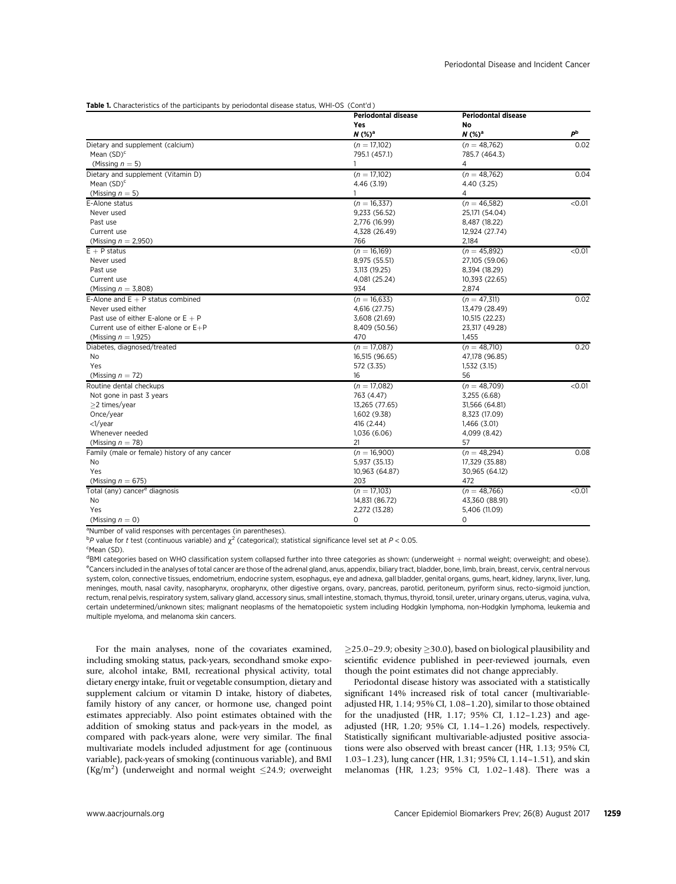**Table 1.** Characteristics of the participants by periodontal disease status, WHI-OS (Cont'd )

| | Periodontal disease Yes $N$ (%)[a] | Periodontal disease No $N$ (%)[a] | $P$[b] |
|---|---|---|---|
| Dietary and supplement (calcium) | ($n$ = 17,102) | ($n$ = 48,762) | 0.02 |
| Mean (SD)[c] | 795.1 (457.1) | 785.7 (464.3) | |
| (Missing $n$ = 5) | 1 | 4 | |
| Dietary and supplement (Vitamin D) | ($n$ = 17,102) | ($n$ = 48,762) | 0.04 |
| Mean (SD)[c] | 4.46 (3.19) | 4.40 (3.25) | |
| (Missing $n$ = 5) | 1 | 4 | |
| E-Alone status | ($n$ = 16,337) | ($n$ = 46,582) | <0.01 |
| Never used | 9,233 (56.52) | 25,171 (54.04) | |
| Past use | 2,776 (16.99) | 8,487 (18.22) | |
| Current use | 4,328 (26.49) | 12,924 (27.74) | |
| (Missing $n$ = 2,950) | 766 | 2,184 | |
| E + P status | ($n$ = 16,169) | ($n$ = 45,892) | <0.01 |
| Never used | 8,975 (55.51) | 27,105 (59.06) | |
| Past use | 3,113 (19.25) | 8,394 (18.29) | |
| Current use | 4,081 (25.24) | 10,393 (22.65) | |
| (Missing $n$ = 3,808) | 934 | 2,874 | |
| E-Alone and E + P status combined | ($n$ = 16,633) | ($n$ = 47,311) | 0.02 |
| Never used either | 4,616 (27.75) | 13,479 (28.49) | |
| Past use of either E-alone or E + P | 3,608 (21.69) | 10,515 (22.23) | |
| Current use of either E-alone or E+P | 8,409 (50.56) | 23,317 (49.28) | |
| (Missing $n$ = 1,925) | 470 | 1,455 | |
| Diabetes, diagnosed/treated | ($n$ = 17,087) | ($n$ = 48,710) | 0.20 |
| No | 16,515 (96.65) | 47,178 (96.85) | |
| Yes | 572 (3.35) | 1,532 (3.15) | |
| (Missing $n$ = 72) | 16 | 56 | |
| Routine dental checkups | ($n$ = 17,082) | ($n$ = 48,709) | <0.01 |
| Not gone in past 3 years | 763 (4.47) | 3,255 (6.68) | |
| ≥2 times/year | 13,265 (77.65) | 31,566 (64.81) | |
| Once/year | 1,602 (9.38) | 8,323 (17.09) | |
| <1/year | 416 (2.44) | 1,466 (3.01) | |
| Whenever needed | 1,036 (6.06) | 4,099 (8.42) | |
| (Missing $n$ = 78) | 21 | 57 | |
| Family (male or female) history of any cancer | ($n$ = 16,900) | ($n$ = 48,294) | 0.08 |
| No | 5,937 (35.13) | 17,329 (35.88) | |
| Yes | 10,963 (64.87) | 30,965 (64.12) | |
| (Missing $n$ = 675) | 203 | 472 | |
| Total (any) cancer[e] diagnosis | ($n$ = 17,103) | ($n$ = 48,766) | <0.01 |
| No | 14,831 (86.72) | 43,360 (88.91) | |
| Yes | 2,272 (13.28) | 5,406 (11.09) | |
| (Missing $n$ = 0) | 0 | 0 | |

[a]Number of valid responses with percentages (in parentheses).

[b]$P$ value for $t$ test (continuous variable) and $\chi^2$ (categorical); statistical significance level set at $P < 0.05$.

[c]Mean (SD).

[d]BMI categories based on WHO classification system collapsed further into three categories as shown: (underweight + normal weight; overweight; and obese).

[e]Cancers included in the analyses of total cancer are those of the adrenal gland, anus, appendix, biliary tract, bladder, bone, limb, brain, breast, cervix, central nervous system, colon, connective tissues, endometrium, endocrine system, esophagus, eye and adnexa, gall bladder, genital organs, gums, heart, kidney, larynx, liver, lung, meninges, mouth, nasal cavity, nasopharynx, oropharynx, other digestive organs, ovary, pancreas, parotid, peritoneum, pyriform sinus, recto-sigmoid junction, rectum, renal pelvis, respiratory system, salivary gland, accessory sinus, small intestine, stomach, thymus, thyroid, tonsil, ureter, urinary organs, uterus, vagina, vulva, certain undetermined/unknown sites; malignant neoplasms of the hematopoietic system including Hodgkin lymphoma, non-Hodgkin lymphoma, leukemia and multiple myeloma, and melanoma skin cancers.

For the main analyses, none of the covariates examined, including smoking status, pack-years, secondhand smoke exposure, alcohol intake, BMI, recreational physical activity, total dietary energy intake, fruit or vegetable consumption, dietary and supplement calcium or vitamin D intake, history of diabetes, family history of any cancer, or hormone use, changed point estimates appreciably. Also point estimates obtained with the addition of smoking status and pack-years in the model, as compared with pack-years alone, were very similar. The final multivariate models included adjustment for age (continuous variable), pack-years of smoking (continuous variable), and BMI (Kg/m$^2$) (underweight and normal weight ≤24.9; overweight ≥25.0–29.9; obesity ≥30.0), based on biological plausibility and scientific evidence published in peer-reviewed journals, even though the point estimates did not change appreciably.

Periodontal disease history was associated with a statistically significant 14% increased risk of total cancer (multivariable-adjusted HR, 1.14; 95% CI, 1.08–1.20), similar to those obtained for the unadjusted (HR, 1.17; 95% CI, 1.12–1.23) and age-adjusted (HR, 1.20; 95% CI, 1.14–1.26) models, respectively. Statistically significant multivariable-adjusted positive associations were also observed with breast cancer (HR, 1.13; 95% CI, 1.03–1.23), lung cancer (HR, 1.31; 95% CI, 1.14–1.51), and skin melanomas (HR, 1.23; 95% CI, 1.02–1.48). There was a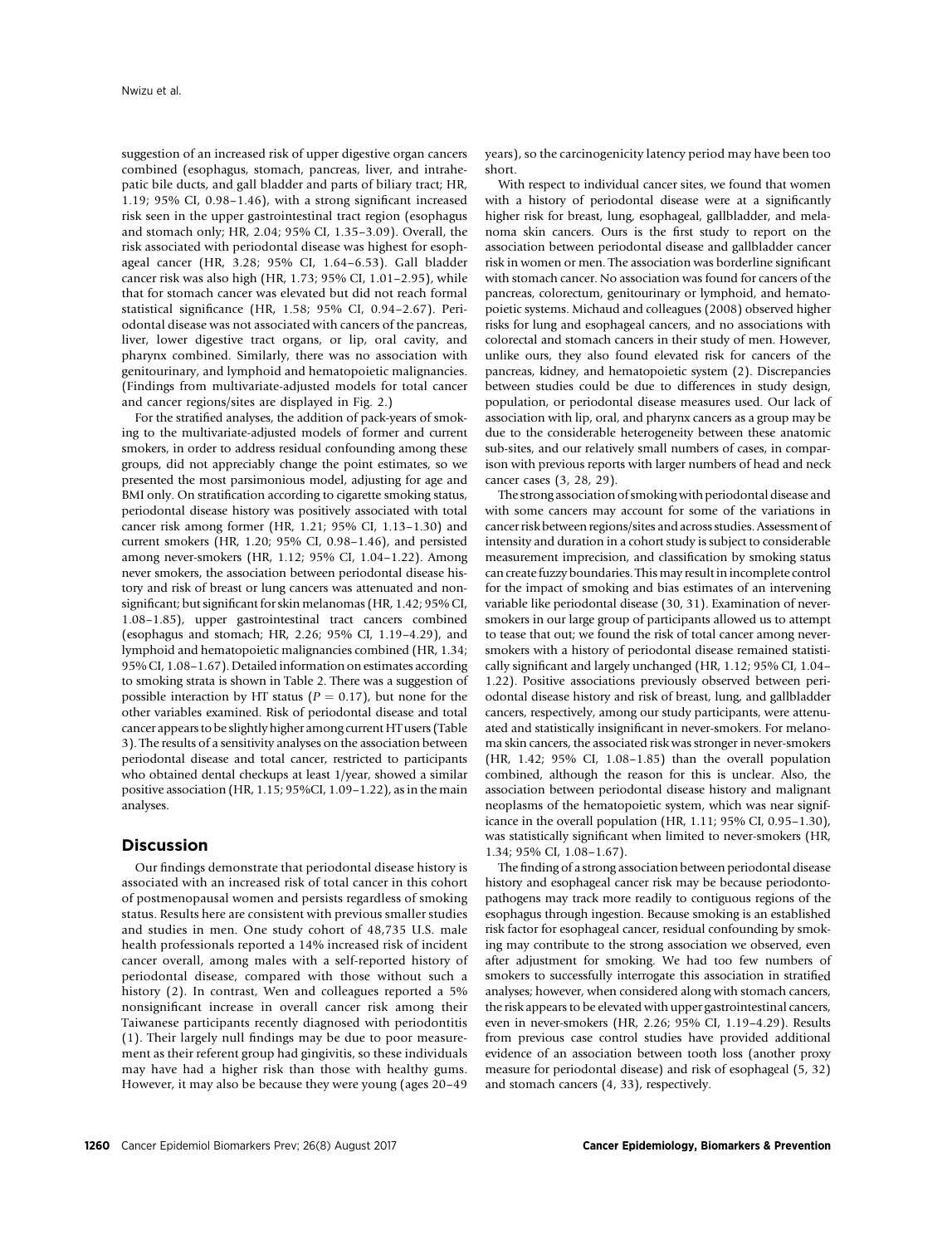suggestion of an increased risk of upper digestive organ cancers combined (esophagus, stomach, pancreas, liver, and intrahepatic bile ducts, and gall bladder and parts of biliary tract; HR, 1.19; 95% CI, 0.98–1.46), with a strong significant increased risk seen in the upper gastrointestinal tract region (esophagus and stomach only; HR, 2.04; 95% CI, 1.35–3.09). Overall, the risk associated with periodontal disease was highest for esophageal cancer (HR, 3.28; 95% CI, 1.64–6.53). Gall bladder cancer risk was also high (HR, 1.73; 95% CI, 1.01–2.95), while that for stomach cancer was elevated but did not reach formal statistical significance (HR, 1.58; 95% CI, 0.94–2.67). Periodontal disease was not associated with cancers of the pancreas, liver, lower digestive tract organs, or lip, oral cavity, and pharynx combined. Similarly, there was no association with genitourinary, and lymphoid and hematopoietic malignancies. (Findings from multivariate-adjusted models for total cancer and cancer regions/sites are displayed in Fig. 2.)

For the stratified analyses, the addition of pack-years of smoking to the multivariate-adjusted models of former and current smokers, in order to address residual confounding among these groups, did not appreciably change the point estimates, so we presented the most parsimonious model, adjusting for age and BMI only. On stratification according to cigarette smoking status, periodontal disease history was positively associated with total cancer risk among former (HR, 1.21; 95% CI, 1.13–1.30) and current smokers (HR, 1.20; 95% CI, 0.98–1.46), and persisted among never-smokers (HR, 1.12; 95% CI, 1.04–1.22). Among never smokers, the association between periodontal disease history and risk of breast or lung cancers was attenuated and nonsignificant; but significant for skin melanomas (HR, 1.42; 95% CI, 1.08–1.85), upper gastrointestinal tract cancers combined (esophagus and stomach; HR, 2.26; 95% CI, 1.19–4.29), and lymphoid and hematopoietic malignancies combined (HR, 1.34; 95% CI, 1.08–1.67). Detailed information on estimates according to smoking strata is shown in Table 2. There was a suggestion of possible interaction by HT status ($P = 0.17$), but none for the other variables examined. Risk of periodontal disease and total cancer appears to be slightly higher among current HT users (Table 3). The results of a sensitivity analyses on the association between periodontal disease and total cancer, restricted to participants who obtained dental checkups at least 1/year, showed a similar positive association (HR, 1.15; 95%CI, 1.09–1.22), as in the main analyses.

## Discussion

Our findings demonstrate that periodontal disease history is associated with an increased risk of total cancer in this cohort of postmenopausal women and persists regardless of smoking status. Results here are consistent with previous smaller studies and studies in men. One study cohort of 48,735 U.S. male health professionals reported a 14% increased risk of incident cancer overall, among males with a self-reported history of periodontal disease, compared with those without such a history (2). In contrast, Wen and colleagues reported a 5% nonsignificant increase in overall cancer risk among their Taiwanese participants recently diagnosed with periodontitis (1). Their largely null findings may be due to poor measurement as their referent group had gingivitis, so these individuals may have had a higher risk than those with healthy gums. However, it may also be because they were young (ages 20–49 years), so the carcinogenicity latency period may have been too short.

With respect to individual cancer sites, we found that women with a history of periodontal disease were at a significantly higher risk for breast, lung, esophageal, gallbladder, and melanoma skin cancers. Ours is the first study to report on the association between periodontal disease and gallbladder cancer risk in women or men. The association was borderline significant with stomach cancer. No association was found for cancers of the pancreas, colorectum, genitourinary or lymphoid, and hematopoietic systems. Michaud and colleagues (2008) observed higher risks for lung and esophageal cancers, and no associations with colorectal and stomach cancers in their study of men. However, unlike ours, they also found elevated risk for cancers of the pancreas, kidney, and hematopoietic system (2). Discrepancies between studies could be due to differences in study design, population, or periodontal disease measures used. Our lack of association with lip, oral, and pharynx cancers as a group may be due to the considerable heterogeneity between these anatomic sub-sites, and our relatively small numbers of cases, in comparison with previous reports with larger numbers of head and neck cancer cases (3, 28, 29).

The strong association of smoking with periodontal disease and with some cancers may account for some of the variations in cancer risk between regions/sites and across studies. Assessment of intensity and duration in a cohort study is subject to considerable measurement imprecision, and classification by smoking status can create fuzzy boundaries. This may result in incomplete control for the impact of smoking and bias estimates of an intervening variable like periodontal disease (30, 31). Examination of never-smokers in our large group of participants allowed us to attempt to tease that out; we found the risk of total cancer among never-smokers with a history of periodontal disease remained statistically significant and largely unchanged (HR, 1.12; 95% CI, 1.04–1.22). Positive associations previously observed between periodontal disease history and risk of breast, lung, and gallbladder cancers, respectively, among our study participants, were attenuated and statistically insignificant in never-smokers. For melanoma skin cancers, the associated risk was stronger in never-smokers (HR, 1.42; 95% CI, 1.08–1.85) than the overall population combined, although the reason for this is unclear. Also, the association between periodontal disease history and malignant neoplasms of the hematopoietic system, which was near significance in the overall population (HR, 1.11; 95% CI, 0.95–1.30), was statistically significant when limited to never-smokers (HR, 1.34; 95% CI, 1.08–1.67).

The finding of a strong association between periodontal disease history and esophageal cancer risk may be because periodontopathogens may track more readily to contiguous regions of the esophagus through ingestion. Because smoking is an established risk factor for esophageal cancer, residual confounding by smoking may contribute to the strong association we observed, even after adjustment for smoking. We had too few numbers of smokers to successfully interrogate this association in stratified analyses; however, when considered along with stomach cancers, the risk appears to be elevated with upper gastrointestinal cancers, even in never-smokers (HR, 2.26; 95% CI, 1.19–4.29). Results from previous case control studies have provided additional evidence of an association between tooth loss (another proxy measure for periodontal disease) and risk of esophageal (5, 32) and stomach cancers (4, 33), respectively.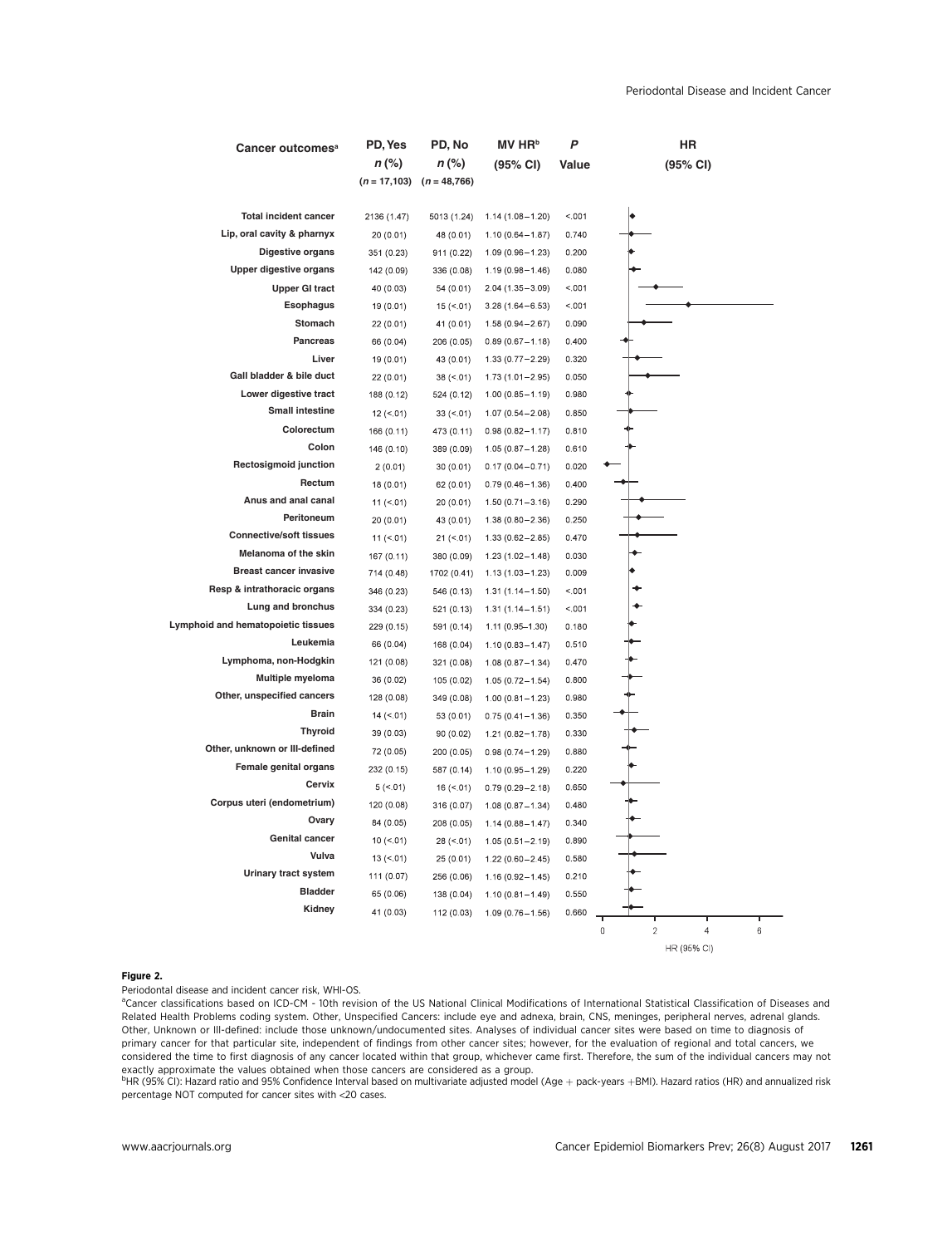| Cancer outcomes[a] | PD, Yes n (%) (n = 17,103) | PD, No n (%) (n = 48,766) | MV HR[b] (95% CI) | P Value |
|---|---|---|---|---|
| Total incident cancer | 2136 (1.47) | 5013 (1.24) | 1.14 (1.08–1.20) | <.001 |
| Lip, oral cavity & pharnyx | 20 (0.01) | 48 (0.01) | 1.10 (0.64–1.87) | 0.740 |
| Digestive organs | 351 (0.23) | 911 (0.22) | 1.09 (0.96–1.23) | 0.200 |
| Upper digestive organs | 142 (0.09) | 336 (0.08) | 1.19 (0.98–1.46) | 0.080 |
| Upper GI tract | 40 (0.03) | 54 (0.01) | 2.04 (1.35–3.09) | <.001 |
| Esophagus | 19 (0.01) | 15 (<.01) | 3.28 (1.64–6.53) | <.001 |
| Stomach | 22 (0.01) | 41 (0.01) | 1.58 (0.94–2.67) | 0.090 |
| Pancreas | 66 (0.04) | 206 (0.05) | 0.89 (0.67–1.18) | 0.400 |
| Liver | 19 (0.01) | 43 (0.01) | 1.33 (0.77–2.29) | 0.320 |
| Gall bladder & bile duct | 22 (0.01) | 38 (<.01) | 1.73 (1.01–2.95) | 0.050 |
| Lower digestive tract | 188 (0.12) | 524 (0.12) | 1.00 (0.85–1.19) | 0.980 |
| Small intestine | 12 (<.01) | 33 (<.01) | 1.07 (0.54–2.08) | 0.850 |
| Colorectum | 166 (0.11) | 473 (0.11) | 0.98 (0.82–1.17) | 0.810 |
| Colon | 146 (0.10) | 389 (0.09) | 1.05 (0.87–1.28) | 0.610 |
| Rectosigmoid junction | 2 (0.01) | 30 (0.01) | 0.17 (0.04–0.71) | 0.020 |
| Rectum | 18 (0.01) | 62 (0.01) | 0.79 (0.46–1.36) | 0.400 |
| Anus and anal canal | 11 (<.01) | 20 (0.01) | 1.50 (0.71–3.16) | 0.290 |
| Peritoneum | 20 (0.01) | 43 (0.01) | 1.38 (0.80–2.36) | 0.250 |
| Connective/soft tissues | 11 (<.01) | 21 (<.01) | 1.33 (0.62–2.85) | 0.470 |
| Melanoma of the skin | 167 (0.11) | 380 (0.09) | 1.23 (1.02–1.48) | 0.030 |
| Breast cancer invasive | 714 (0.48) | 1702 (0.41) | 1.13 (1.03–1.23) | 0.009 |
| Resp & intrathoracic organs | 346 (0.23) | 546 (0.13) | 1.31 (1.14–1.50) | <.001 |
| Lung and bronchus | 334 (0.23) | 521 (0.13) | 1.31 (1.14–1.51) | <.001 |
| Lymphoid and hematopoietic tissues | 229 (0.15) | 591 (0.14) | 1.11 (0.95–1.30) | 0.180 |
| Leukemia | 66 (0.04) | 168 (0.04) | 1.10 (0.83–1.47) | 0.510 |
| Lymphoma, non-Hodgkin | 121 (0.08) | 321 (0.08) | 1.08 (0.87–1.34) | 0.470 |
| Multiple myeloma | 36 (0.02) | 105 (0.02) | 1.05 (0.72–1.54) | 0.800 |
| Other, unspecified cancers | 128 (0.08) | 349 (0.08) | 1.00 (0.81–1.23) | 0.980 |
| Brain | 14 (<.01) | 53 (0.01) | 0.75 (0.41–1.36) | 0.350 |
| Thyroid | 39 (0.03) | 90 (0.02) | 1.21 (0.82–1.78) | 0.330 |
| Other, unknown or Ill-defined | 72 (0.05) | 200 (0.05) | 0.98 (0.74–1.29) | 0.880 |
| Female genital organs | 232 (0.15) | 587 (0.14) | 1.10 (0.95–1.29) | 0.220 |
| Cervix | 5 (<.01) | 16 (<.01) | 0.79 (0.29–2.18) | 0.650 |
| Corpus uteri (endometrium) | 120 (0.08) | 316 (0.07) | 1.08 (0.87–1.34) | 0.480 |
| Ovary | 84 (0.05) | 208 (0.05) | 1.14 (0.88–1.47) | 0.340 |
| Genital cancer | 10 (<.01) | 28 (<.01) | 1.05 (0.51–2.19) | 0.890 |
| Vulva | 13 (<.01) | 25 (0.01) | 1.22 (0.60–2.45) | 0.580 |
| Urinary tract system | 111 (0.07) | 256 (0.06) | 1.16 (0.92–1.45) | 0.210 |
| Bladder | 65 (0.06) | 138 (0.04) | 1.10 (0.81–1.49) | 0.550 |
| Kidney | 41 (0.03) | 112 (0.03) | 1.09 (0.76–1.56) | 0.660 |

HR (95% CI)

0 2 4 6

HR (95% CI)

**Figure 2.**

Periodontal disease and incident cancer risk, WHI-OS.

[a]Cancer classifications based on ICD-CM - 10th revision of the US National Clinical Modifications of International Statistical Classification of Diseases and Related Health Problems coding system. Other, Unspecified Cancers: include eye and adnexa, brain, CNS, meninges, peripheral nerves, adrenal glands. Other, Unknown or Ill-defined: include those unknown/undocumented sites. Analyses of individual cancer sites were based on time to diagnosis of primary cancer for that particular site, independent of findings from other cancer sites; however, for the evaluation of regional and total cancers, we considered the time to first diagnosis of any cancer located within that group, whichever came first. Therefore, the sum of the individual cancers may not exactly approximate the values obtained when those cancers are considered as a group.

[b]HR (95% CI): Hazard ratio and 95% Confidence Interval based on multivariate adjusted model (Age + pack-years +BMI). Hazard ratios (HR) and annualized risk percentage NOT computed for cancer sites with <20 cases.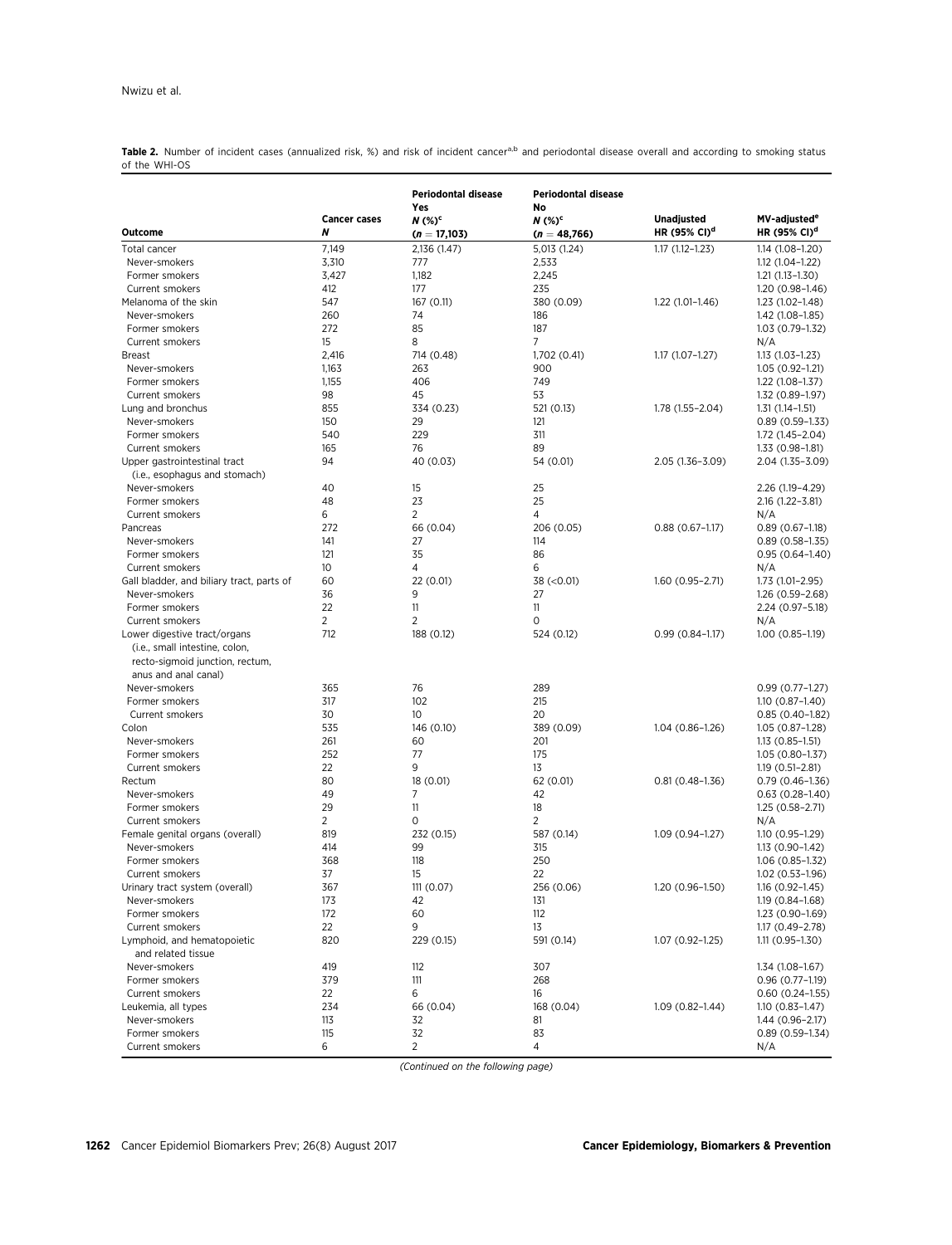**Table 2.** Number of incident cases (annualized risk, %) and risk of incident cancer[a,b] and periodontal disease overall and according to smoking status of the WHI-OS

| Outcome | Cancer cases N | Periodontal disease Yes N (%)[c] (n = 17,103) | Periodontal disease No N (%)[c] (n = 48,766) | Unadjusted HR (95% CI)[d] | MV-adjusted[e] HR (95% CI)[d] |
|---|---|---|---|---|---|
| Total cancer | 7,149 | 2,136 (1.47) | 5,013 (1.24) | 1.17 (1.12–1.23) | 1.14 (1.08–1.20) |
| Never-smokers | 3,310 | 777 | 2,533 | | 1.12 (1.04–1.22) |
| Former smokers | 3,427 | 1,182 | 2,245 | | 1.21 (1.13–1.30) |
| Current smokers | 412 | 177 | 235 | | 1.20 (0.98–1.46) |
| Melanoma of the skin | 547 | 167 (0.11) | 380 (0.09) | 1.22 (1.01–1.46) | 1.23 (1.02–1.48) |
| Never-smokers | 260 | 74 | 186 | | 1.42 (1.08–1.85) |
| Former smokers | 272 | 85 | 187 | | 1.03 (0.79–1.32) |
| Current smokers | 15 | 8 | 7 | | N/A |
| Breast | 2,416 | 714 (0.48) | 1,702 (0.41) | 1.17 (1.07–1.27) | 1.13 (1.03–1.23) |
| Never-smokers | 1,163 | 263 | 900 | | 1.05 (0.92–1.21) |
| Former smokers | 1,155 | 406 | 749 | | 1.22 (1.08–1.37) |
| Current smokers | 98 | 45 | 53 | | 1.32 (0.89–1.97) |
| Lung and bronchus | 855 | 334 (0.23) | 521 (0.13) | 1.78 (1.55–2.04) | 1.31 (1.14–1.51) |
| Never-smokers | 150 | 29 | 121 | | 0.89 (0.59–1.33) |
| Former smokers | 540 | 229 | 311 | | 1.72 (1.45–2.04) |
| Current smokers | 165 | 76 | 89 | | 1.33 (0.98–1.81) |
| Upper gastrointestinal tract (i.e., esophagus and stomach) | 94 | 40 (0.03) | 54 (0.01) | 2.05 (1.36–3.09) | 2.04 (1.35–3.09) |
| Never-smokers | 40 | 15 | 25 | | 2.26 (1.19–4.29) |
| Former smokers | 48 | 23 | 25 | | 2.16 (1.22–3.81) |
| Current smokers | 6 | 2 | 4 | | N/A |
| Pancreas | 272 | 66 (0.04) | 206 (0.05) | 0.88 (0.67–1.17) | 0.89 (0.67–1.18) |
| Never-smokers | 141 | 27 | 114 | | 0.89 (0.58–1.35) |
| Former smokers | 121 | 35 | 86 | | 0.95 (0.64–1.40) |
| Current smokers | 10 | 4 | 6 | | N/A |
| Gall bladder, and biliary tract, parts of | 60 | 22 (0.01) | 38 (<0.01) | 1.60 (0.95–2.71) | 1.73 (1.01–2.95) |
| Never-smokers | 36 | 9 | 27 | | 1.26 (0.59–2.68) |
| Former smokers | 22 | 11 | 11 | | 2.24 (0.97–5.18) |
| Current smokers | 2 | 2 | 0 | | N/A |
| Lower digestive tract/organs (i.e., small intestine, colon, recto-sigmoid junction, rectum, anus and anal canal) | 712 | 188 (0.12) | 524 (0.12) | 0.99 (0.84–1.17) | 1.00 (0.85–1.19) |
| Never-smokers | 365 | 76 | 289 | | 0.99 (0.77–1.27) |
| Former smokers | 317 | 102 | 215 | | 1.10 (0.87–1.40) |
| Current smokers | 30 | 10 | 20 | | 0.85 (0.40–1.82) |
| Colon | 535 | 146 (0.10) | 389 (0.09) | 1.04 (0.86–1.26) | 1.05 (0.87–1.28) |
| Never-smokers | 261 | 60 | 201 | | 1.13 (0.85–1.51) |
| Former smokers | 252 | 77 | 175 | | 1.05 (0.80–1.37) |
| Current smokers | 22 | 9 | 13 | | 1.19 (0.51–2.81) |
| Rectum | 80 | 18 (0.01) | 62 (0.01) | 0.81 (0.48–1.36) | 0.79 (0.46–1.36) |
| Never-smokers | 49 | 7 | 42 | | 0.63 (0.28–1.40) |
| Former smokers | 29 | 11 | 18 | | 1.25 (0.58–2.71) |
| Current smokers | 2 | 0 | 2 | | N/A |
| Female genital organs (overall) | 819 | 232 (0.15) | 587 (0.14) | 1.09 (0.94–1.27) | 1.10 (0.95–1.29) |
| Never-smokers | 414 | 99 | 315 | | 1.13 (0.90–1.42) |
| Former smokers | 368 | 118 | 250 | | 1.06 (0.85–1.32) |
| Current smokers | 37 | 15 | 22 | | 1.02 (0.53–1.96) |
| Urinary tract system (overall) | 367 | 111 (0.07) | 256 (0.06) | 1.20 (0.96–1.50) | 1.16 (0.92–1.45) |
| Never-smokers | 173 | 42 | 131 | | 1.19 (0.84–1.68) |
| Former smokers | 172 | 60 | 112 | | 1.23 (0.90–1.69) |
| Current smokers | 22 | 9 | 13 | | 1.17 (0.49–2.78) |
| Lymphoid, and hematopoietic and related tissue | 820 | 229 (0.15) | 591 (0.14) | 1.07 (0.92–1.25) | 1.11 (0.95–1.30) |
| Never-smokers | 419 | 112 | 307 | | 1.34 (1.08–1.67) |
| Former smokers | 379 | 111 | 268 | | 0.96 (0.77–1.19) |
| Current smokers | 22 | 6 | 16 | | 0.60 (0.24–1.55) |
| Leukemia, all types | 234 | 66 (0.04) | 168 (0.04) | 1.09 (0.82–1.44) | 1.10 (0.83–1.47) |
| Never-smokers | 113 | 32 | 81 | | 1.44 (0.96–2.17) |
| Former smokers | 115 | 32 | 83 | | 0.89 (0.59–1.34) |
| Current smokers | 6 | 2 | 4 | | N/A |

*(Continued on the following page)*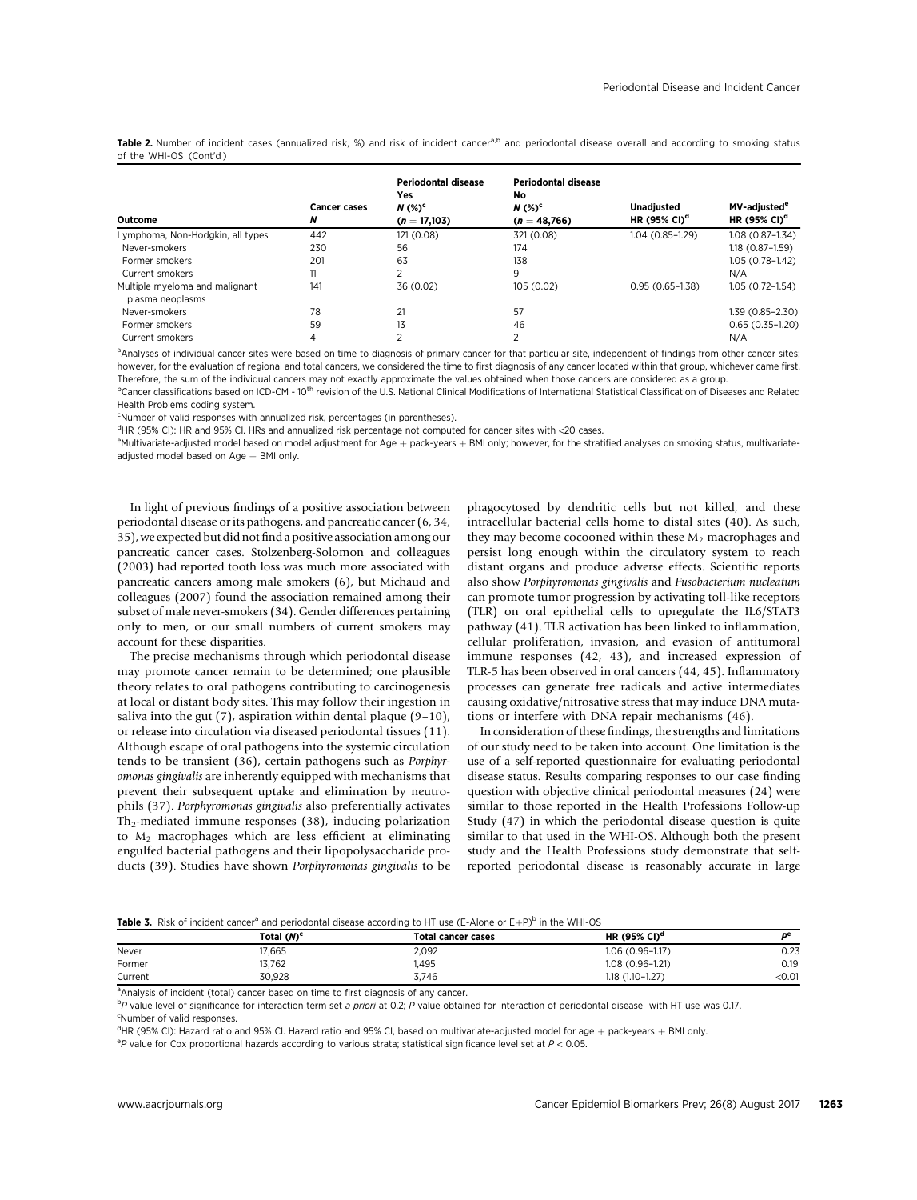**Table 2.** Number of incident cases (annualized risk, %) and risk of incident cancer[a,b] and periodontal disease overall and according to smoking status of the WHI-OS (Cont'd)

| Outcome | Cancer cases $N$ | Periodontal disease Yes $N$ (%)[c] ($n = 17,103$) | Periodontal disease No $N$ (%)[c] ($n = 48,766$) | Unadjusted HR (95% CI)[d] | MV-adjusted[e] HR (95% CI)[d] |
|---|---|---|---|---|---|
| Lymphoma, Non-Hodgkin, all types | 442 | 121 (0.08) | 321 (0.08) | 1.04 (0.85–1.29) | 1.08 (0.87–1.34) |
| Never-smokers | 230 | 56 | 174 | | 1.18 (0.87–1.59) |
| Former smokers | 201 | 63 | 138 | | 1.05 (0.78–1.42) |
| Current smokers | 11 | 2 | 9 | | N/A |
| Multiple myeloma and malignant plasma neoplasms | 141 | 36 (0.02) | 105 (0.02) | 0.95 (0.65–1.38) | 1.05 (0.72–1.54) |
| Never-smokers | 78 | 21 | 57 | | 1.39 (0.85–2.30) |
| Former smokers | 59 | 13 | 46 | | 0.65 (0.35–1.20) |
| Current smokers | 4 | 2 | 2 | | N/A |

[a]Analyses of individual cancer sites were based on time to diagnosis of primary cancer for that particular site, independent of findings from other cancer sites; however, for the evaluation of regional and total cancers, we considered the time to first diagnosis of any cancer located within that group, whichever came first. Therefore, the sum of the individual cancers may not exactly approximate the values obtained when those cancers are considered as a group.
[b]Cancer classifications based on ICD-CM - 10[th] revision of the U.S. National Clinical Modifications of International Statistical Classification of Diseases and Related Health Problems coding system.
[c]Number of valid responses with annualized risk, percentages (in parentheses).
[d]HR (95% CI): HR and 95% CI. HRs and annualized risk percentage not computed for cancer sites with <20 cases.
[e]Multivariate-adjusted model based on model adjustment for Age + pack-years + BMI only; however, for the stratified analyses on smoking status, multivariate-adjusted model based on Age + BMI only.

In light of previous findings of a positive association between periodontal disease or its pathogens, and pancreatic cancer (6, 34, 35), we expected but did not find a positive association among our pancreatic cancer cases. Stolzenberg-Solomon and colleagues (2003) had reported tooth loss was much more associated with pancreatic cancers among male smokers (6), but Michaud and colleagues (2007) found the association remained among their subset of male never-smokers (34). Gender differences pertaining only to men, or our small numbers of current smokers may account for these disparities.

The precise mechanisms through which periodontal disease may promote cancer remain to be determined; one plausible theory relates to oral pathogens contributing to carcinogenesis at local or distant body sites. This may follow their ingestion in saliva into the gut (7), aspiration within dental plaque (9–10), or release into circulation via diseased periodontal tissues (11). Although escape of oral pathogens into the systemic circulation tends to be transient (36), certain pathogens such as *Porphyromonas gingivalis* are inherently equipped with mechanisms that prevent their subsequent uptake and elimination by neutrophils (37). *Porphyromonas gingivalis* also preferentially activates $Th_2$-mediated immune responses (38), inducing polarization to $M_2$ macrophages which are less efficient at eliminating engulfed bacterial pathogens and their lipopolysaccharide products (39). Studies have shown *Porphyromonas gingivalis* to be phagocytosed by dendritic cells but not killed, and these intracellular bacterial cells home to distal sites (40). As such, they may become cocooned within these $M_2$ macrophages and persist long enough within the circulatory system to reach distant organs and produce adverse effects. Scientific reports also show *Porphyromonas gingivalis* and *Fusobacterium nucleatum* can promote tumor progression by activating toll-like receptors (TLR) on oral epithelial cells to upregulate the IL6/STAT3 pathway (41). TLR activation has been linked to inflammation, cellular proliferation, invasion, and evasion of antitumoral immune responses (42, 43), and increased expression of TLR-5 has been observed in oral cancers (44, 45). Inflammatory processes can generate free radicals and active intermediates causing oxidative/nitrosative stress that may induce DNA mutations or interfere with DNA repair mechanisms (46).

In consideration of these findings, the strengths and limitations of our study need to be taken into account. One limitation is the use of a self-reported questionnaire for evaluating periodontal disease status. Results comparing responses to our case finding question with objective clinical periodontal measures (24) were similar to those reported in the Health Professions Follow-up Study (47) in which the periodontal disease question is quite similar to that used in the WHI-OS. Although both the present study and the Health Professions study demonstrate that self-reported periodontal disease is reasonably accurate in large

**Table 3.** Risk of incident cancer[a] and periodontal disease according to HT use (E-Alone or E+P)[b] in the WHI-OS

| | Total ($N$)[c] | Total cancer cases | HR (95% CI)[d] | $P$[e] |
|---|---|---|---|---|
| Never | 17,665 | 2,092 | 1.06 (0.96–1.17) | 0.23 |
| Former | 13,762 | 1,495 | 1.08 (0.96–1.21) | 0.19 |
| Current | 30,928 | 3,746 | 1.18 (1.10–1.27) | <0.01 |

[a]Analysis of incident (total) cancer based on time to first diagnosis of any cancer.
[b]$P$ value level of significance for interaction term set *a priori* at 0.2; $P$ value obtained for interaction of periodontal disease with HT use was 0.17.
[c]Number of valid responses.
[d]HR (95% CI): Hazard ratio and 95% CI. Hazard ratio and 95% CI, based on multivariate-adjusted model for age + pack-years + BMI only.
[e]$P$ value for Cox proportional hazards according to various strata; statistical significance level set at $P < 0.05$.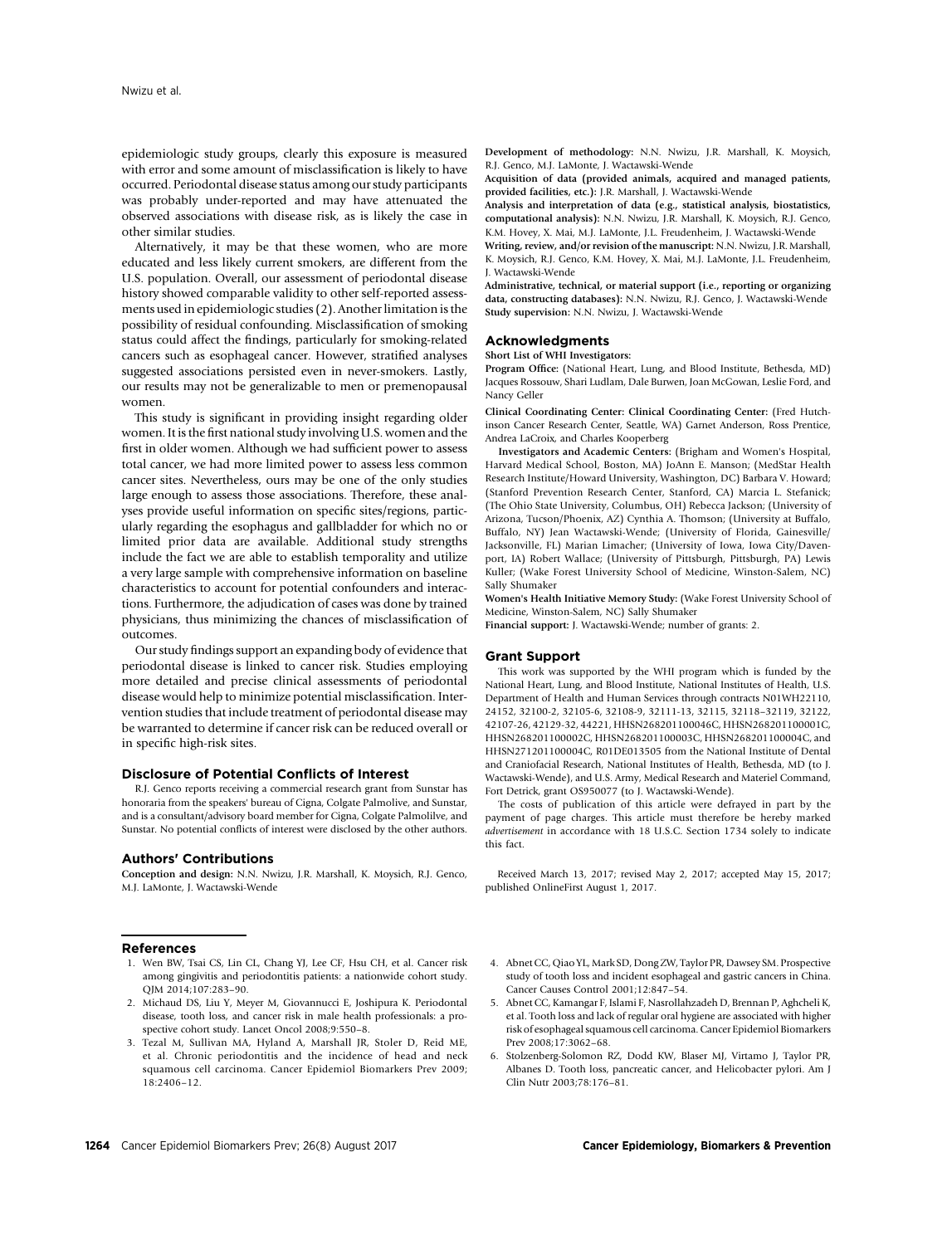epidemiologic study groups, clearly this exposure is measured with error and some amount of misclassification is likely to have occurred. Periodontal disease status among our study participants was probably under-reported and may have attenuated the observed associations with disease risk, as is likely the case in other similar studies.

Alternatively, it may be that these women, who are more educated and less likely current smokers, are different from the U.S. population. Overall, our assessment of periodontal disease history showed comparable validity to other self-reported assessments used in epidemiologic studies (2). Another limitation is the possibility of residual confounding. Misclassification of smoking status could affect the findings, particularly for smoking-related cancers such as esophageal cancer. However, stratified analyses suggested associations persisted even in never-smokers. Lastly, our results may not be generalizable to men or premenopausal women.

This study is significant in providing insight regarding older women. It is the first national study involving U.S. women and the first in older women. Although we had sufficient power to assess total cancer, we had more limited power to assess less common cancer sites. Nevertheless, ours may be one of the only studies large enough to assess those associations. Therefore, these analyses provide useful information on specific sites/regions, particularly regarding the esophagus and gallbladder for which no or limited prior data are available. Additional study strengths include the fact we are able to establish temporality and utilize a very large sample with comprehensive information on baseline characteristics to account for potential confounders and interactions. Furthermore, the adjudication of cases was done by trained physicians, thus minimizing the chances of misclassification of outcomes.

Our study findings support an expanding body of evidence that periodontal disease is linked to cancer risk. Studies employing more detailed and precise clinical assessments of periodontal disease would help to minimize potential misclassification. Intervention studies that include treatment of periodontal disease may be warranted to determine if cancer risk can be reduced overall or in specific high-risk sites.

## Disclosure of Potential Conflicts of Interest

R.J. Genco reports receiving a commercial research grant from Sunstar has honoraria from the speakers' bureau of Cigna, Colgate Palmolive, and Sunstar, and is a consultant/advisory board member for Cigna, Colgate Palmolilve, and Sunstar. No potential conflicts of interest were disclosed by the other authors.

## Authors' Contributions

**Conception and design:** N.N. Nwizu, J.R. Marshall, K. Moysich, R.J. Genco, M.J. LaMonte, J. Wactawski-Wende

**Development of methodology:** N.N. Nwizu, J.R. Marshall, K. Moysich, R.J. Genco, M.J. LaMonte, J. Wactawski-Wende

**Acquisition of data (provided animals, acquired and managed patients, provided facilities, etc.):** J.R. Marshall, J. Wactawski-Wende

**Analysis and interpretation of data (e.g., statistical analysis, biostatistics, computational analysis):** N.N. Nwizu, J.R. Marshall, K. Moysich, R.J. Genco, K.M. Hovey, X. Mai, M.J. LaMonte, J.L. Freudenheim, J. Wactawski-Wende

**Writing, review, and/or revision of the manuscript:** N.N. Nwizu, J.R. Marshall, K. Moysich, R.J. Genco, K.M. Hovey, X. Mai, M.J. LaMonte, J.L. Freudenheim, J. Wactawski-Wende

**Administrative, technical, or material support (i.e., reporting or organizing data, constructing databases):** N.N. Nwizu, R.J. Genco, J. Wactawski-Wende

**Study supervision:** N.N. Nwizu, J. Wactawski-Wende

## Acknowledgments

**Short List of WHI Investigators:**

**Program Office:** (National Heart, Lung, and Blood Institute, Bethesda, MD) Jacques Rossouw, Shari Ludlam, Dale Burwen, Joan McGowan, Leslie Ford, and Nancy Geller

**Clinical Coordinating Center: Clinical Coordinating Center:** (Fred Hutchinson Cancer Research Center, Seattle, WA) Garnet Anderson, Ross Prentice, Andrea LaCroix, and Charles Kooperberg

**Investigators and Academic Centers:** (Brigham and Women's Hospital, Harvard Medical School, Boston, MA) JoAnn E. Manson; (MedStar Health Research Institute/Howard University, Washington, DC) Barbara V. Howard; (Stanford Prevention Research Center, Stanford, CA) Marcia L. Stefanick; (The Ohio State University, Columbus, OH) Rebecca Jackson; (University of Arizona, Tucson/Phoenix, AZ) Cynthia A. Thomson; (University at Buffalo, Buffalo, NY) Jean Wactawski-Wende; (University of Florida, Gainesville/Jacksonville, FL) Marian Limacher; (University of Iowa, Iowa City/Davenport, IA) Robert Wallace; (University of Pittsburgh, Pittsburgh, PA) Lewis Kuller; (Wake Forest University School of Medicine, Winston-Salem, NC) Sally Shumaker

**Women's Health Initiative Memory Study:** (Wake Forest University School of Medicine, Winston-Salem, NC) Sally Shumaker

**Financial support:** J. Wactawski-Wende; number of grants: 2.

## Grant Support

This work was supported by the WHI program which is funded by the National Heart, Lung, and Blood Institute, National Institutes of Health, U.S. Department of Health and Human Services through contracts N01WH22110, 24152, 32100-2, 32105-6, 32108-9, 32111-13, 32115, 32118–32119, 32122, 42107-26, 42129-32, 44221, HHSN268201100046C, HHSN268201100001C, HHSN268201100002C, HHSN268201100003C, HHSN268201100004C, and HHSN271201100004C, R01DE013505 from the National Institute of Dental and Craniofacial Research, National Institutes of Health, Bethesda, MD (to J. Wactawski-Wende), and U.S. Army, Medical Research and Materiel Command, Fort Detrick, grant OS950077 (to J. Wactawski-Wende).

The costs of publication of this article were defrayed in part by the payment of page charges. This article must therefore be hereby marked *advertisement* in accordance with 18 U.S.C. Section 1734 solely to indicate this fact.

Received March 13, 2017; revised May 2, 2017; accepted May 15, 2017; published OnlineFirst August 1, 2017.

## References

1. Wen BW, Tsai CS, Lin CL, Chang YJ, Lee CF, Hsu CH, et al. Cancer risk among gingivitis and periodontitis patients: a nationwide cohort study. QJM 2014;107:283–90.
2. Michaud DS, Liu Y, Meyer M, Giovannucci E, Joshipura K. Periodontal disease, tooth loss, and cancer risk in male health professionals: a prospective cohort study. Lancet Oncol 2008;9:550–8.
3. Tezal M, Sullivan MA, Hyland A, Marshall JR, Stoler D, Reid ME, et al. Chronic periodontitis and the incidence of head and neck squamous cell carcinoma. Cancer Epidemiol Biomarkers Prev 2009; 18:2406–12.
4. Abnet CC, Qiao YL, Mark SD, Dong ZW, Taylor PR, Dawsey SM. Prospective study of tooth loss and incident esophageal and gastric cancers in China. Cancer Causes Control 2001;12:847–54.
5. Abnet CC, Kamangar F, Islami F, Nasrollahzadeh D, Brennan P, Aghcheli K, et al. Tooth loss and lack of regular oral hygiene are associated with higher risk of esophageal squamous cell carcinoma. Cancer Epidemiol Biomarkers Prev 2008;17:3062–68.
6. Stolzenberg-Solomon RZ, Dodd KW, Blaser MJ, Virtamo J, Taylor PR, Albanes D. Tooth loss, pancreatic cancer, and Helicobacter pylori. Am J Clin Nutr 2003;78:176–81.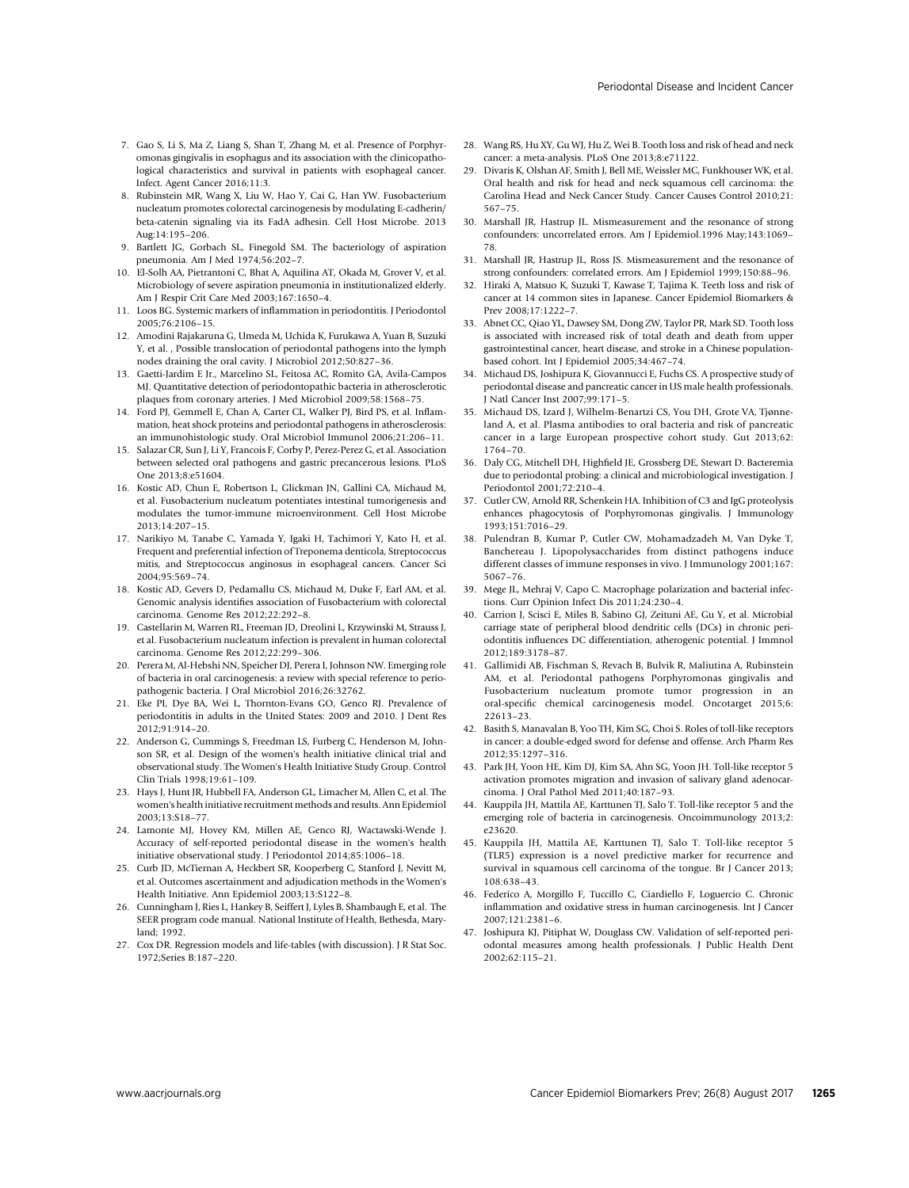7. Gao S, Li S, Ma Z, Liang S, Shan T, Zhang M, et al. Presence of Porphyromonas gingivalis in esophagus and its association with the clinicopathological characteristics and survival in patients with esophageal cancer. Infect. Agent Cancer 2016;11:3.
8. Rubinstein MR, Wang X, Liu W, Hao Y, Cai G, Han YW. Fusobacterium nucleatum promotes colorectal carcinogenesis by modulating E-cadherin/beta-catenin signaling via its FadA adhesin. Cell Host Microbe. 2013 Aug:14:195–206.
9. Bartlett JG, Gorbach SL, Finegold SM. The bacteriology of aspiration pneumonia. Am J Med 1974;56:202–7.
10. El-Solh AA, Pietrantoni C, Bhat A, Aquilina AT, Okada M, Grover V, et al. Microbiology of severe aspiration pneumonia in institutionalized elderly. Am J Respir Crit Care Med 2003;167:1650–4.
11. Loos BG. Systemic markers of inflammation in periodontitis. J Periodontol 2005;76:2106–15.
12. Amodini Rajakaruna G, Umeda M, Uchida K, Furukawa A, Yuan B, Suzuki Y, et al. , Possible translocation of periodontal pathogens into the lymph nodes draining the oral cavity. J Microbiol 2012;50:827–36.
13. Gaetti-Jardim E Jr., Marcelino SL, Feitosa AC, Romito GA, Avila-Campos MJ. Quantitative detection of periodontopathic bacteria in atherosclerotic plaques from coronary arteries. J Med Microbiol 2009;58:1568–75.
14. Ford PJ, Gemmell E, Chan A, Carter CL, Walker PJ, Bird PS, et al. Inflammation, heat shock proteins and periodontal pathogens in atherosclerosis: an immunohistologic study. Oral Microbiol Immunol 2006;21:206–11.
15. Salazar CR, Sun J, Li Y, Francois F, Corby P, Perez-Perez G, et al. Association between selected oral pathogens and gastric precancerous lesions. PLoS One 2013;8:e51604.
16. Kostic AD, Chun E, Robertson L, Glickman JN, Gallini CA, Michaud M, et al. Fusobacterium nucleatum potentiates intestinal tumorigenesis and modulates the tumor-immune microenvironment. Cell Host Microbe 2013;14:207–15.
17. Narikiyo M, Tanabe C, Yamada Y, Igaki H, Tachimori Y, Kato H, et al. Frequent and preferential infection of Treponema denticola, Streptococcus mitis, and Streptococcus anginosus in esophageal cancers. Cancer Sci 2004;95:569–74.
18. Kostic AD, Gevers D, Pedamallu CS, Michaud M, Duke F, Earl AM, et al. Genomic analysis identifies association of Fusobacterium with colorectal carcinoma. Genome Res 2012;22:292–8.
19. Castellarin M, Warren RL, Freeman JD, Dreolini L, Krzywinski M, Strauss J, et al. Fusobacterium nucleatum infection is prevalent in human colorectal carcinoma. Genome Res 2012;22:299–306.
20. Perera M, Al-Hebshi NN, Speicher DJ, Perera I, Johnson NW. Emerging role of bacteria in oral carcinogenesis: a review with special reference to perio-pathogenic bacteria. J Oral Microbiol 2016;26:32762.
21. Eke PI, Dye BA, Wei L, Thornton-Evans GO, Genco RJ. Prevalence of periodontitis in adults in the United States: 2009 and 2010. J Dent Res 2012;91:914–20.
22. Anderson G, Cummings S, Freedman LS, Furberg C, Henderson M, Johnson SR, et al. Design of the women's health initiative clinical trial and observational study. The Women's Health Initiative Study Group. Control Clin Trials 1998;19:61–109.
23. Hays J, Hunt JR, Hubbell FA, Anderson GL, Limacher M, Allen C, et al. The women's health initiative recruitment methods and results. Ann Epidemiol 2003;13:S18–77.
24. Lamonte MJ, Hovey KM, Millen AE, Genco RJ, Wactawski-Wende J. Accuracy of self-reported periodontal disease in the women's health initiative observational study. J Periodontol 2014;85:1006–18.
25. Curb JD, McTiernan A, Heckbert SR, Kooperberg C, Stanford J, Nevitt M, et al. Outcomes ascertainment and adjudication methods in the Women's Health Initiative. Ann Epidemiol 2003;13:S122–8.
26. Cunningham J, Ries L, Hankey B, Seiffert J, Lyles B, Shambaugh E, et al. The SEER program code manual. National Institute of Health, Bethesda, Maryland; 1992.
27. Cox DR. Regression models and life-tables (with discussion). J R Stat Soc. 1972;Series B:187–220.
28. Wang RS, Hu XY, Gu WJ, Hu Z, Wei B. Tooth loss and risk of head and neck cancer: a meta-analysis. PLoS One 2013;8:e71122.
29. Divaris K, Olshan AF, Smith J, Bell ME, Weissler MC, Funkhouser WK, et al. Oral health and risk for head and neck squamous cell carcinoma: the Carolina Head and Neck Cancer Study. Cancer Causes Control 2010;21:567–75.
30. Marshall JR, Hastrup JL. Mismeasurement and the resonance of strong confounders: uncorrelated errors. Am J Epidemiol.1996 May;143:1069–78.
31. Marshall JR, Hastrup JL, Ross JS. Mismeasurement and the resonance of strong confounders: correlated errors. Am J Epidemiol 1999;150:88–96.
32. Hiraki A, Matsuo K, Suzuki T, Kawase T, Tajima K. Teeth loss and risk of cancer at 14 common sites in Japanese. Cancer Epidemiol Biomarkers & Prev 2008;17:1222–7.
33. Abnet CC, Qiao YL, Dawsey SM, Dong ZW, Taylor PR, Mark SD. Tooth loss is associated with increased risk of total death and death from upper gastrointestinal cancer, heart disease, and stroke in a Chinese population-based cohort. Int J Epidemiol 2005;34:467–74.
34. Michaud DS, Joshipura K, Giovannucci E, Fuchs CS. A prospective study of periodontal disease and pancreatic cancer in US male health professionals. J Natl Cancer Inst 2007;99:171–5.
35. Michaud DS, Izard J, Wilhelm-Benartzi CS, You DH, Grote VA, Tjønneland A, et al. Plasma antibodies to oral bacteria and risk of pancreatic cancer in a large European prospective cohort study. Gut 2013;62:1764–70.
36. Daly CG, Mitchell DH, Highfield JE, Grossberg DE, Stewart D. Bacteremia due to periodontal probing: a clinical and microbiological investigation. J Periodontol 2001;72:210–4.
37. Cutler CW, Arnold RR, Schenkein HA. Inhibition of C3 and IgG proteolysis enhances phagocytosis of Porphyromonas gingivalis. J Immunology 1993;151:7016–29.
38. Pulendran B, Kumar P, Cutler CW, Mohamadzadeh M, Van Dyke T, Banchereau J. Lipopolysaccharides from distinct pathogens induce different classes of immune responses in vivo. J Immunology 2001;167:5067–76.
39. Mege JL, Mehraj V, Capo C. Macrophage polarization and bacterial infections. Curr Opinion Infect Dis 2011;24:230–4.
40. Carrion J, Scisci E, Miles B, Sabino GJ, Zeituni AE, Gu Y, et al. Microbial carriage state of peripheral blood dendritic cells (DCs) in chronic periodontitis influences DC differentiation, atherogenic potential. J Immnol 2012;189:3178–87.
41. Gallimidi AB, Fischman S, Revach B, Bulvik R, Maliutina A, Rubinstein AM, et al. Periodontal pathogens Porphyromonas gingivalis and Fusobacterium nucleatum promote tumor progression in an oral-specific chemical carcinogenesis model. Oncotarget 2015;6:22613–23.
42. Basith S, Manavalan B, Yoo TH, Kim SG, Choi S. Roles of toll-like receptors in cancer: a double-edged sword for defense and offense. Arch Pharm Res 2012;35:1297–316.
43. Park JH, Yoon HE, Kim DJ, Kim SA, Ahn SG, Yoon JH. Toll-like receptor 5 activation promotes migration and invasion of salivary gland adenocarcinoma. J Oral Pathol Med 2011;40:187–93.
44. Kauppila JH, Mattila AE, Karttunen TJ, Salo T. Toll-like receptor 5 and the emerging role of bacteria in carcinogenesis. Oncoimmunology 2013;2:e23620.
45. Kauppila JH, Mattila AE, Karttunen TJ, Salo T. Toll-like receptor 5 (TLR5) expression is a novel predictive marker for recurrence and survival in squamous cell carcinoma of the tongue. Br J Cancer 2013;108:638–43.
46. Federico A, Morgillo F, Tuccillo C, Ciardiello F, Loguercio C. Chronic inflammation and oxidative stress in human carcinogenesis. Int J Cancer 2007;121:2381–6.
47. Joshipura KJ, Pitiphat W, Douglass CW. Validation of self-reported periodontal measures among health professionals. J Public Health Dent 2002;62:115–21.